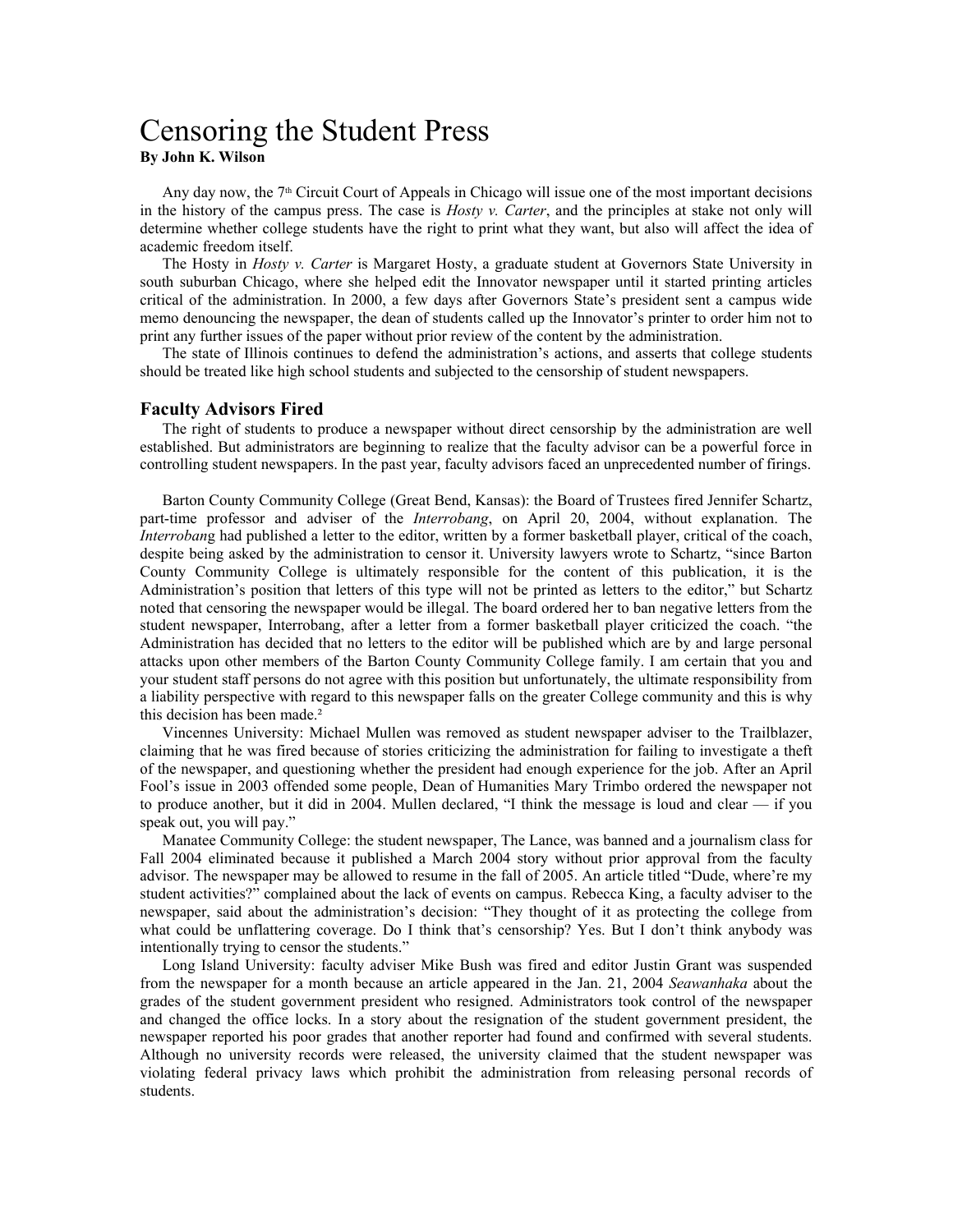# Censoring the Student Press

**By John K. Wilson**

Any day now, the 7th Circuit Court of Appeals in Chicago will issue one of the most important decisions in the history of the campus press. The case is *Hosty v. Carter*, and the principles at stake not only will determine whether college students have the right to print what they want, but also will affect the idea of academic freedom itself.

The Hosty in *Hosty v. Carter* is Margaret Hosty, a graduate student at Governors State University in south suburban Chicago, where she helped edit the Innovator newspaper until it started printing articles critical of the administration. In 2000, a few days after Governors State's president sent a campus wide memo denouncing the newspaper, the dean of students called up the Innovator's printer to order him not to print any further issues of the paper without prior review of the content by the administration.

The state of Illinois continues to defend the administration's actions, and asserts that college students should be treated like high school students and subjected to the censorship of student newspapers.

## Faculty Advisors Fired

The right of students to produce a newspaper without direct censorship by the administration are well established. But administrators are beginning to realize that the faculty advisor can be a powerful force in controlling student newspapers. In the past year, faculty advisors faced an unprecedented number of firings.

Barton County Community College (Great Bend, Kansas): the Board of Trustees fired Jennifer Schartz, part-time professor and adviser of the *Interrobang*, on April 20, 2004, without explanation. The *Interrobang* had published a letter to the editor, written by a former basketball player, critical of the coach, despite being asked by the administration to censor it. University lawyers wrote to Schartz, "since Barton County Community College is ultimately responsible for the content of this publication, it is the Administration's position that letters of this type will not be printed as letters to the editor," but Schartz noted that censoring the newspaper would be illegal. The board ordered her to ban negative letters from the student newspaper, Interrobang, after a letter from a former basketball player criticized the coach. "the Administration has decided that no letters to the editor will be published which are by and large personal attacks upon other members of the Barton County Community College family. I am certain that you and your student staff persons do not agree with this position but unfortunately, the ultimate responsibility from a liability perspective with regard to this newspaper falls on the greater College community and this is why this decision has been made.[2]

Vincennes University: Michael Mullen was removed as student newspaper adviser to the Trailblazer, claiming that he was fired because of stories criticizing the administration for failing to investigate a theft of the newspaper, and questioning whether the president had enough experience for the job. After an April Fool's issue in 2003 offended some people, Dean of Humanities Mary Trimbo ordered the newspaper not to produce another, but it did in 2004. Mullen declared, "I think the message is loud and clear — if you speak out, you will pay."

Manatee Community College: the student newspaper, The Lance, was banned and a journalism class for Fall 2004 eliminated because it published a March 2004 story without prior approval from the faculty advisor. The newspaper may be allowed to resume in the fall of 2005. An article titled "Dude, where're my student activities?" complained about the lack of events on campus. Rebecca King, a faculty adviser to the newspaper, said about the administration's decision: "They thought of it as protecting the college from what could be unflattering coverage. Do I think that's censorship? Yes. But I don't think anybody was intentionally trying to censor the students."

Long Island University: faculty adviser Mike Bush was fired and editor Justin Grant was suspended from the newspaper for a month because an article appeared in the Jan. 21, 2004 *Seawanhaka* about the grades of the student government president who resigned. Administrators took control of the newspaper and changed the office locks. In a story about the resignation of the student government president, the newspaper reported his poor grades that another reporter had found and confirmed with several students. Although no university records were released, the university claimed that the student newspaper was violating federal privacy laws which prohibit the administration from releasing personal records of students.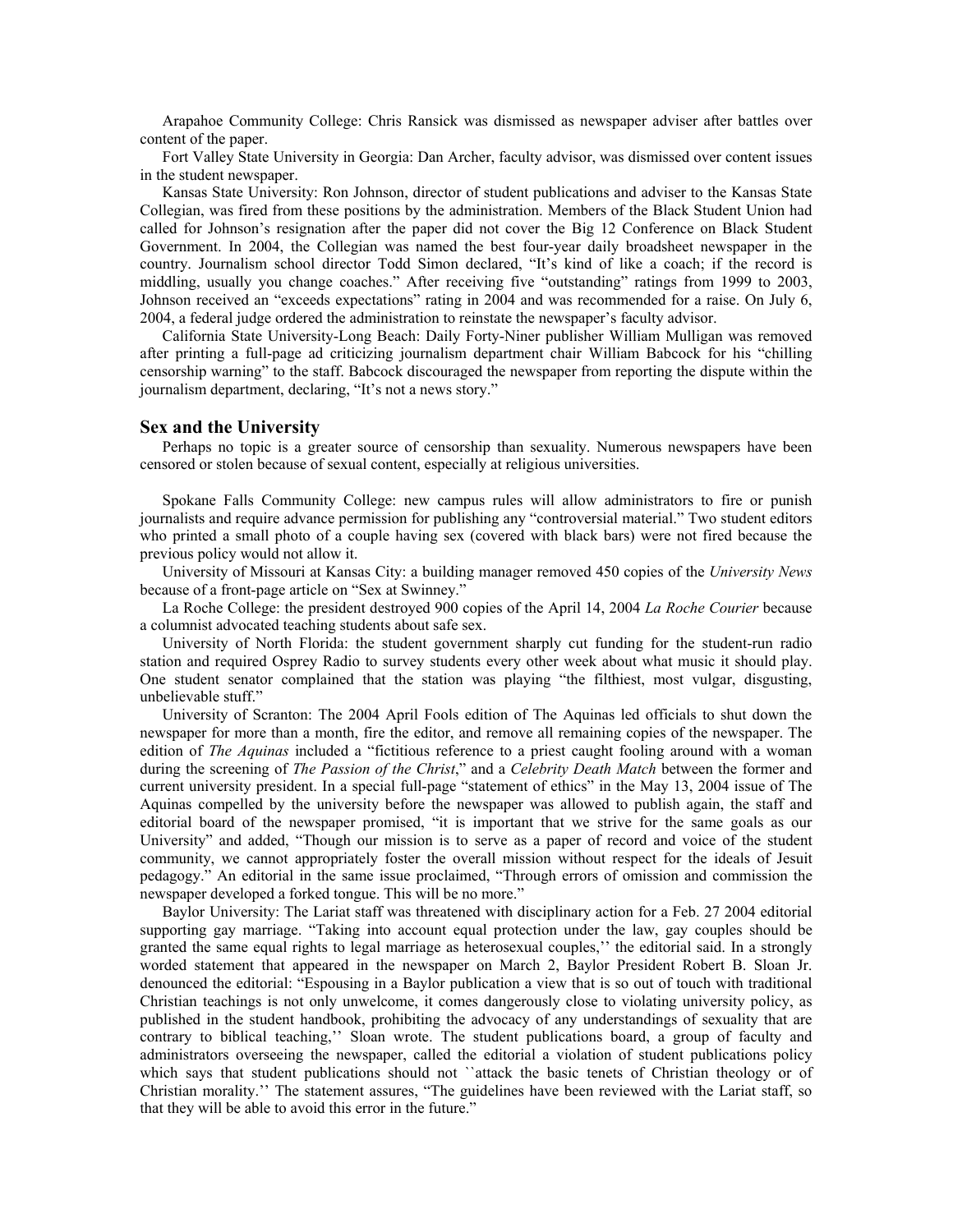Arapahoe Community College: Chris Ransick was dismissed as newspaper adviser after battles over content of the paper.

Fort Valley State University in Georgia: Dan Archer, faculty advisor, was dismissed over content issues in the student newspaper.

Kansas State University: Ron Johnson, director of student publications and adviser to the Kansas State Collegian, was fired from these positions by the administration. Members of the Black Student Union had called for Johnson's resignation after the paper did not cover the Big 12 Conference on Black Student Government. In 2004, the Collegian was named the best four-year daily broadsheet newspaper in the country. Journalism school director Todd Simon declared, "It's kind of like a coach; if the record is middling, usually you change coaches." After receiving five "outstanding" ratings from 1999 to 2003, Johnson received an "exceeds expectations" rating in 2004 and was recommended for a raise. On July 6, 2004, a federal judge ordered the administration to reinstate the newspaper's faculty advisor.

California State University-Long Beach: Daily Forty-Niner publisher William Mulligan was removed after printing a full-page ad criticizing journalism department chair William Babcock for his "chilling censorship warning" to the staff. Babcock discouraged the newspaper from reporting the dispute within the journalism department, declaring, "It's not a news story."

## Sex and the University

Perhaps no topic is a greater source of censorship than sexuality. Numerous newspapers have been censored or stolen because of sexual content, especially at religious universities.

Spokane Falls Community College: new campus rules will allow administrators to fire or punish journalists and require advance permission for publishing any "controversial material." Two student editors who printed a small photo of a couple having sex (covered with black bars) were not fired because the previous policy would not allow it.

University of Missouri at Kansas City: a building manager removed 450 copies of the *University News* because of a front-page article on "Sex at Swinney."

La Roche College: the president destroyed 900 copies of the April 14, 2004 *La Roche Courier* because a columnist advocated teaching students about safe sex.

University of North Florida: the student government sharply cut funding for the student-run radio station and required Osprey Radio to survey students every other week about what music it should play. One student senator complained that the station was playing "the filthiest, most vulgar, disgusting, unbelievable stuff."

University of Scranton: The 2004 April Fools edition of The Aquinas led officials to shut down the newspaper for more than a month, fire the editor, and remove all remaining copies of the newspaper. The edition of *The Aquinas* included a "fictitious reference to a priest caught fooling around with a woman during the screening of *The Passion of the Christ*," and a *Celebrity Death Match* between the former and current university president. In a special full-page "statement of ethics" in the May 13, 2004 issue of The Aquinas compelled by the university before the newspaper was allowed to publish again, the staff and editorial board of the newspaper promised, "it is important that we strive for the same goals as our University" and added, "Though our mission is to serve as a paper of record and voice of the student community, we cannot appropriately foster the overall mission without respect for the ideals of Jesuit pedagogy." An editorial in the same issue proclaimed, "Through errors of omission and commission the newspaper developed a forked tongue. This will be no more."

Baylor University: The Lariat staff was threatened with disciplinary action for a Feb. 27 2004 editorial supporting gay marriage. "Taking into account equal protection under the law, gay couples should be granted the same equal rights to legal marriage as heterosexual couples,'' the editorial said. In a strongly worded statement that appeared in the newspaper on March 2, Baylor President Robert B. Sloan Jr. denounced the editorial: "Espousing in a Baylor publication a view that is so out of touch with traditional Christian teachings is not only unwelcome, it comes dangerously close to violating university policy, as published in the student handbook, prohibiting the advocacy of any understandings of sexuality that are contrary to biblical teaching,'' Sloan wrote. The student publications board, a group of faculty and administrators overseeing the newspaper, called the editorial a violation of student publications policy which says that student publications should not ``attack the basic tenets of Christian theology or of Christian morality.'' The statement assures, "The guidelines have been reviewed with the Lariat staff, so that they will be able to avoid this error in the future."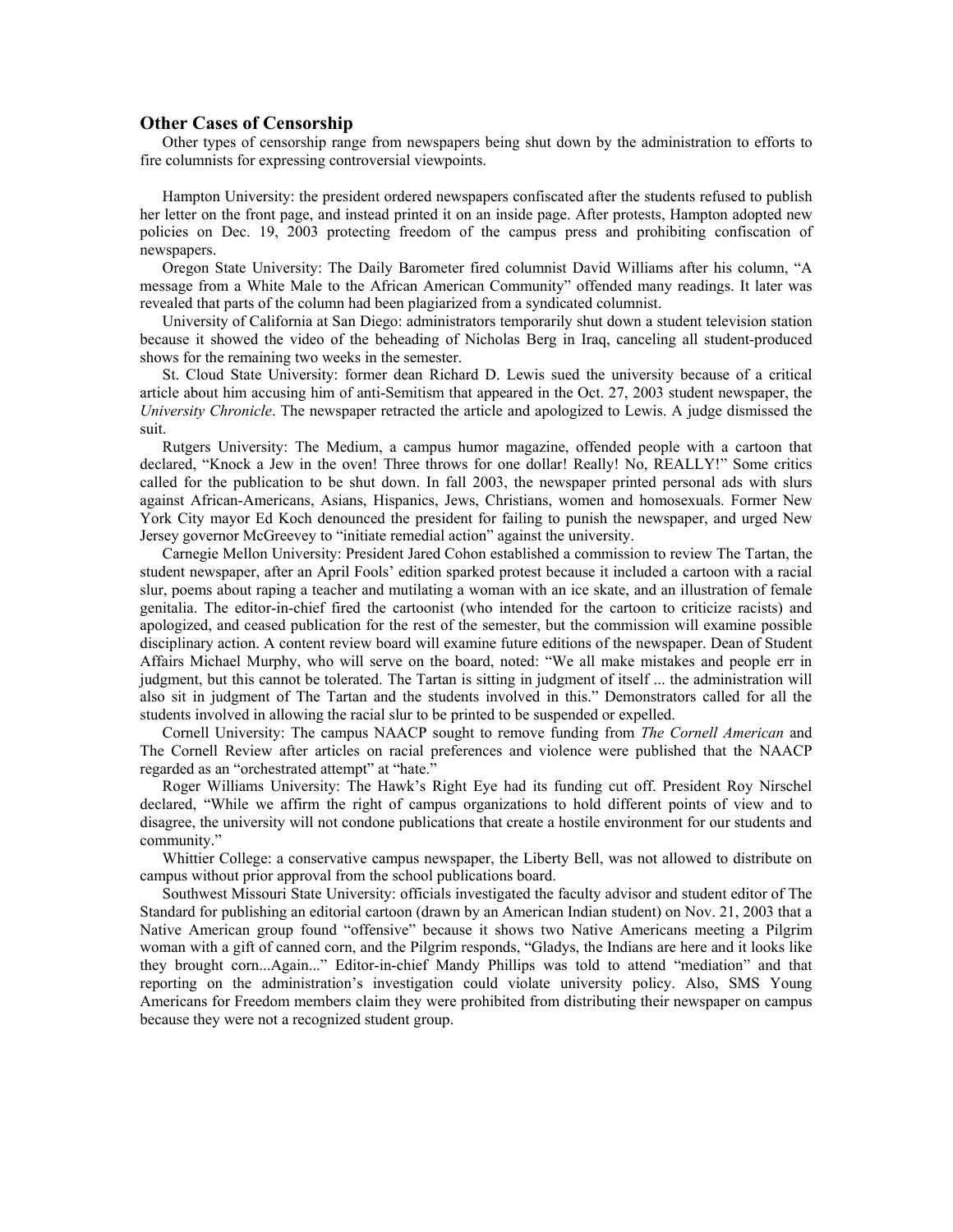### Other Cases of Censorship

Other types of censorship range from newspapers being shut down by the administration to efforts to fire columnists for expressing controversial viewpoints.

Hampton University: the president ordered newspapers confiscated after the students refused to publish her letter on the front page, and instead printed it on an inside page. After protests, Hampton adopted new policies on Dec. 19, 2003 protecting freedom of the campus press and prohibiting confiscation of newspapers.

Oregon State University: The Daily Barometer fired columnist David Williams after his column, "A message from a White Male to the African American Community" offended many readings. It later was revealed that parts of the column had been plagiarized from a syndicated columnist.

University of California at San Diego: administrators temporarily shut down a student television station because it showed the video of the beheading of Nicholas Berg in Iraq, canceling all student-produced shows for the remaining two weeks in the semester.

St. Cloud State University: former dean Richard D. Lewis sued the university because of a critical article about him accusing him of anti-Semitism that appeared in the Oct. 27, 2003 student newspaper, the *University Chronicle*. The newspaper retracted the article and apologized to Lewis. A judge dismissed the suit.

Rutgers University: The Medium, a campus humor magazine, offended people with a cartoon that declared, "Knock a Jew in the oven! Three throws for one dollar! Really! No, REALLY!" Some critics called for the publication to be shut down. In fall 2003, the newspaper printed personal ads with slurs against African-Americans, Asians, Hispanics, Jews, Christians, women and homosexuals. Former New York City mayor Ed Koch denounced the president for failing to punish the newspaper, and urged New Jersey governor McGreevey to "initiate remedial action" against the university.

Carnegie Mellon University: President Jared Cohon established a commission to review The Tartan, the student newspaper, after an April Fools' edition sparked protest because it included a cartoon with a racial slur, poems about raping a teacher and mutilating a woman with an ice skate, and an illustration of female genitalia. The editor-in-chief fired the cartoonist (who intended for the cartoon to criticize racists) and apologized, and ceased publication for the rest of the semester, but the commission will examine possible disciplinary action. A content review board will examine future editions of the newspaper. Dean of Student Affairs Michael Murphy, who will serve on the board, noted: "We all make mistakes and people err in judgment, but this cannot be tolerated. The Tartan is sitting in judgment of itself ... the administration will also sit in judgment of The Tartan and the students involved in this." Demonstrators called for all the students involved in allowing the racial slur to be printed to be suspended or expelled.

Cornell University: The campus NAACP sought to remove funding from *The Cornell American* and The Cornell Review after articles on racial preferences and violence were published that the NAACP regarded as an "orchestrated attempt" at "hate."

Roger Williams University: The Hawk's Right Eye had its funding cut off. President Roy Nirschel declared, "While we affirm the right of campus organizations to hold different points of view and to disagree, the university will not condone publications that create a hostile environment for our students and community."

Whittier College: a conservative campus newspaper, the Liberty Bell, was not allowed to distribute on campus without prior approval from the school publications board.

Southwest Missouri State University: officials investigated the faculty advisor and student editor of The Standard for publishing an editorial cartoon (drawn by an American Indian student) on Nov. 21, 2003 that a Native American group found "offensive" because it shows two Native Americans meeting a Pilgrim woman with a gift of canned corn, and the Pilgrim responds, "Gladys, the Indians are here and it looks like they brought corn...Again..." Editor-in-chief Mandy Phillips was told to attend "mediation" and that reporting on the administration's investigation could violate university policy. Also, SMS Young Americans for Freedom members claim they were prohibited from distributing their newspaper on campus because they were not a recognized student group.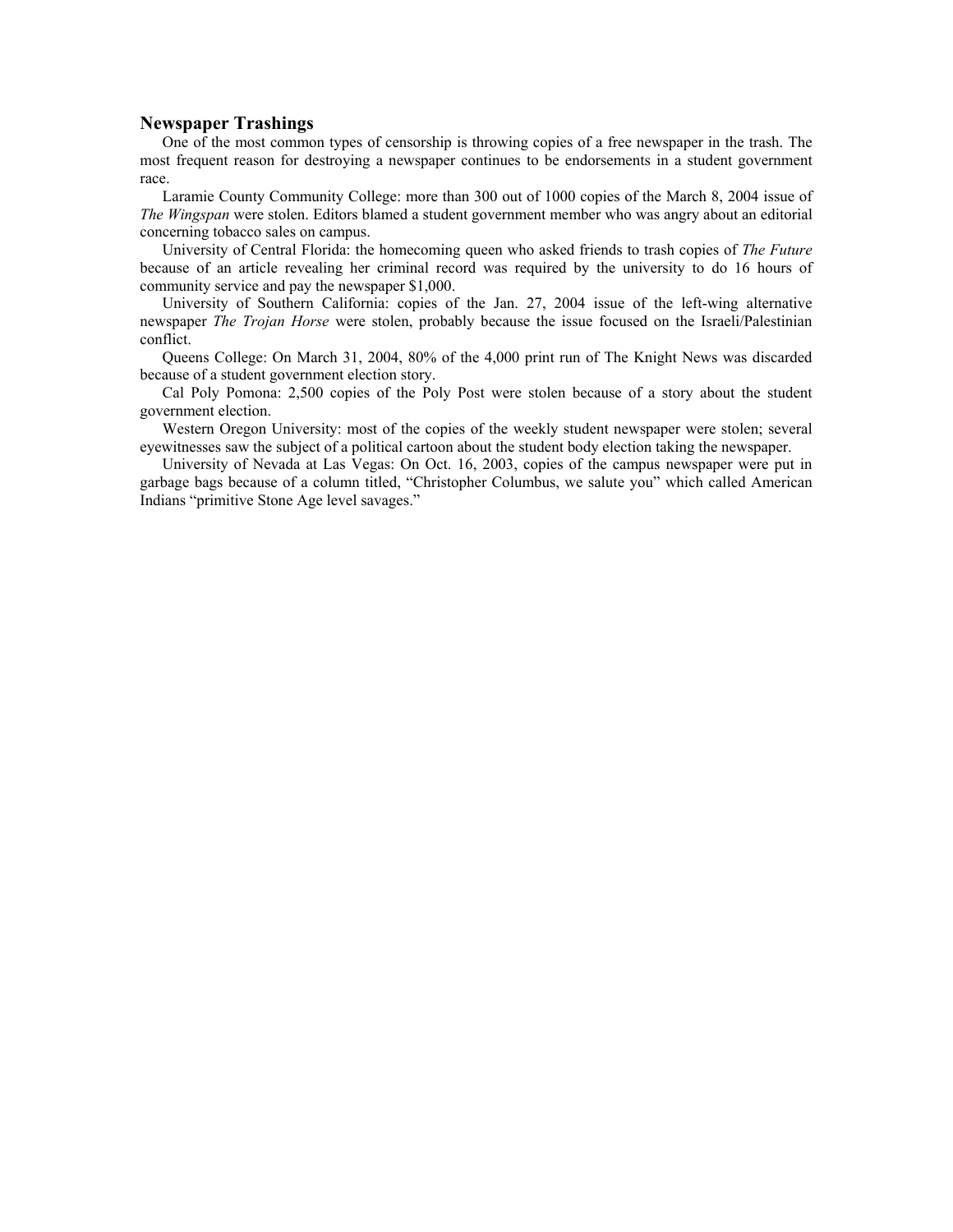## Newspaper Trashings

One of the most common types of censorship is throwing copies of a free newspaper in the trash. The most frequent reason for destroying a newspaper continues to be endorsements in a student government race.

Laramie County Community College: more than 300 out of 1000 copies of the March 8, 2004 issue of *The Wingspan* were stolen. Editors blamed a student government member who was angry about an editorial concerning tobacco sales on campus.

University of Central Florida: the homecoming queen who asked friends to trash copies of *The Future* because of an article revealing her criminal record was required by the university to do 16 hours of community service and pay the newspaper $1,000.

University of Southern California: copies of the Jan. 27, 2004 issue of the left-wing alternative newspaper *The Trojan Horse* were stolen, probably because the issue focused on the Israeli/Palestinian conflict.

Queens College: On March 31, 2004, 80% of the 4,000 print run of The Knight News was discarded because of a student government election story.

Cal Poly Pomona: 2,500 copies of the Poly Post were stolen because of a story about the student government election.

Western Oregon University: most of the copies of the weekly student newspaper were stolen; several eyewitnesses saw the subject of a political cartoon about the student body election taking the newspaper.

University of Nevada at Las Vegas: On Oct. 16, 2003, copies of the campus newspaper were put in garbage bags because of a column titled, "Christopher Columbus, we salute you" which called American Indians "primitive Stone Age level savages."